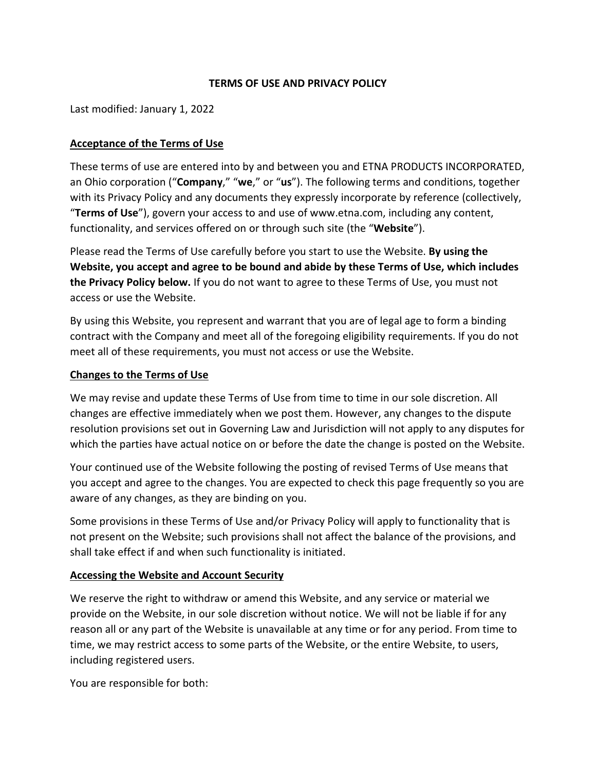# TERMS OF USE AND PRIVACY POLICY

Last modified: January 1, 2022

## Acceptance of the Terms of Use

These terms of use are entered into by and between you and ETNA PRODUCTS INCORPORATED, an Ohio corporation ("**Company**," "**we**," or "**us**"). The following terms and conditions, together with its Privacy Policy and any documents they expressly incorporate by reference (collectively, "**Terms of Use**"), govern your access to and use of www.etna.com, including any content, functionality, and services offered on or through such site (the "**Website**").

Please read the Terms of Use carefully before you start to use the Website. **By using the Website, you accept and agree to be bound and abide by these Terms of Use, which includes the Privacy Policy below.** If you do not want to agree to these Terms of Use, you must not access or use the Website.

By using this Website, you represent and warrant that you are of legal age to form a binding contract with the Company and meet all of the foregoing eligibility requirements. If you do not meet all of these requirements, you must not access or use the Website.

## Changes to the Terms of Use

We may revise and update these Terms of Use from time to time in our sole discretion. All changes are effective immediately when we post them. However, any changes to the dispute resolution provisions set out in Governing Law and Jurisdiction will not apply to any disputes for which the parties have actual notice on or before the date the change is posted on the Website.

Your continued use of the Website following the posting of revised Terms of Use means that you accept and agree to the changes. You are expected to check this page frequently so you are aware of any changes, as they are binding on you.

Some provisions in these Terms of Use and/or Privacy Policy will apply to functionality that is not present on the Website; such provisions shall not affect the balance of the provisions, and shall take effect if and when such functionality is initiated.

## Accessing the Website and Account Security

We reserve the right to withdraw or amend this Website, and any service or material we provide on the Website, in our sole discretion without notice. We will not be liable if for any reason all or any part of the Website is unavailable at any time or for any period. From time to time, we may restrict access to some parts of the Website, or the entire Website, to users, including registered users.

You are responsible for both: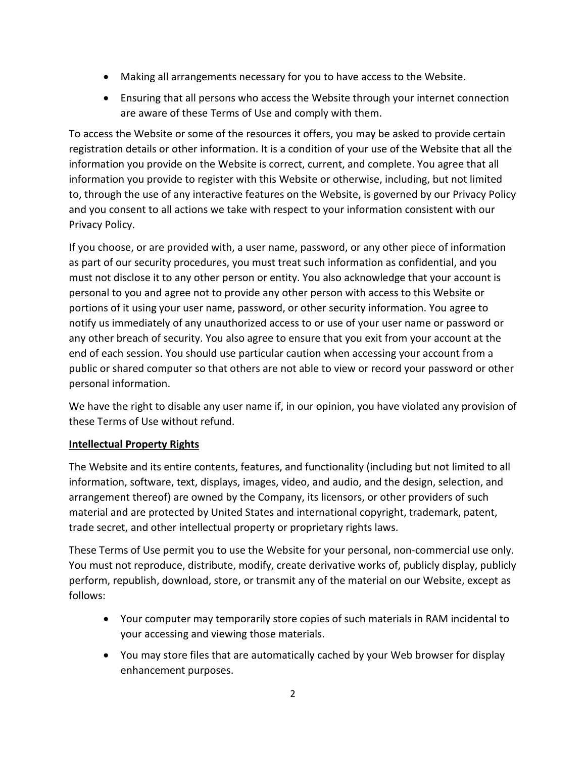- Making all arrangements necessary for you to have access to the Website.
- Ensuring that all persons who access the Website through your internet connection are aware of these Terms of Use and comply with them.

To access the Website or some of the resources it offers, you may be asked to provide certain registration details or other information. It is a condition of your use of the Website that all the information you provide on the Website is correct, current, and complete. You agree that all information you provide to register with this Website or otherwise, including, but not limited to, through the use of any interactive features on the Website, is governed by our Privacy Policy and you consent to all actions we take with respect to your information consistent with our Privacy Policy.

If you choose, or are provided with, a user name, password, or any other piece of information as part of our security procedures, you must treat such information as confidential, and you must not disclose it to any other person or entity. You also acknowledge that your account is personal to you and agree not to provide any other person with access to this Website or portions of it using your user name, password, or other security information. You agree to notify us immediately of any unauthorized access to or use of your user name or password or any other breach of security. You also agree to ensure that you exit from your account at the end of each session. You should use particular caution when accessing your account from a public or shared computer so that others are not able to view or record your password or other personal information.

We have the right to disable any user name if, in our opinion, you have violated any provision of these Terms of Use without refund.

**Intellectual Property Rights**

The Website and its entire contents, features, and functionality (including but not limited to all information, software, text, displays, images, video, and audio, and the design, selection, and arrangement thereof) are owned by the Company, its licensors, or other providers of such material and are protected by United States and international copyright, trademark, patent, trade secret, and other intellectual property or proprietary rights laws.

These Terms of Use permit you to use the Website for your personal, non-commercial use only. You must not reproduce, distribute, modify, create derivative works of, publicly display, publicly perform, republish, download, store, or transmit any of the material on our Website, except as follows:

- Your computer may temporarily store copies of such materials in RAM incidental to your accessing and viewing those materials.
- You may store files that are automatically cached by your Web browser for display enhancement purposes.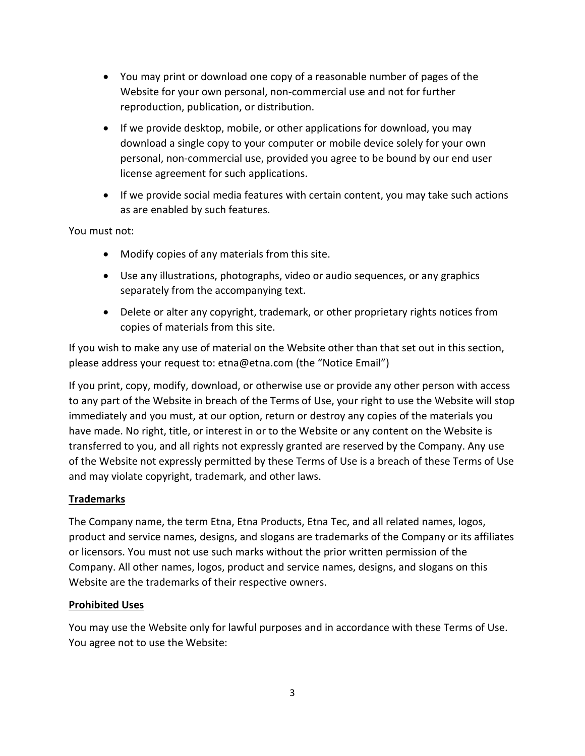- You may print or download one copy of a reasonable number of pages of the Website for your own personal, non-commercial use and not for further reproduction, publication, or distribution.
- If we provide desktop, mobile, or other applications for download, you may download a single copy to your computer or mobile device solely for your own personal, non-commercial use, provided you agree to be bound by our end user license agreement for such applications.
- If we provide social media features with certain content, you may take such actions as are enabled by such features.

You must not:

- Modify copies of any materials from this site.
- Use any illustrations, photographs, video or audio sequences, or any graphics separately from the accompanying text.
- Delete or alter any copyright, trademark, or other proprietary rights notices from copies of materials from this site.

If you wish to make any use of material on the Website other than that set out in this section, please address your request to: etna@etna.com (the "Notice Email")

If you print, copy, modify, download, or otherwise use or provide any other person with access to any part of the Website in breach of the Terms of Use, your right to use the Website will stop immediately and you must, at our option, return or destroy any copies of the materials you have made. No right, title, or interest in or to the Website or any content on the Website is transferred to you, and all rights not expressly granted are reserved by the Company. Any use of the Website not expressly permitted by these Terms of Use is a breach of these Terms of Use and may violate copyright, trademark, and other laws.

**Trademarks**

The Company name, the term Etna, Etna Products, Etna Tec, and all related names, logos, product and service names, designs, and slogans are trademarks of the Company or its affiliates or licensors. You must not use such marks without the prior written permission of the Company. All other names, logos, product and service names, designs, and slogans on this Website are the trademarks of their respective owners.

**Prohibited Uses**

You may use the Website only for lawful purposes and in accordance with these Terms of Use. You agree not to use the Website: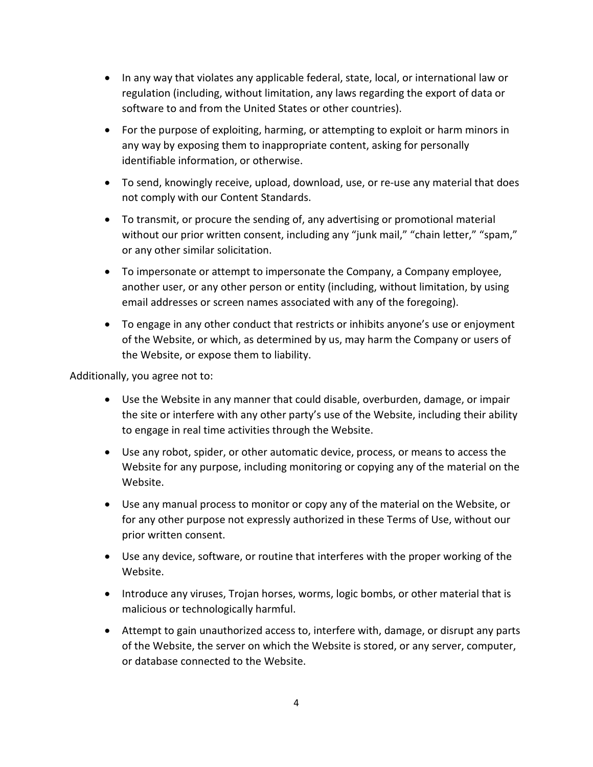- In any way that violates any applicable federal, state, local, or international law or regulation (including, without limitation, any laws regarding the export of data or software to and from the United States or other countries).
- For the purpose of exploiting, harming, or attempting to exploit or harm minors in any way by exposing them to inappropriate content, asking for personally identifiable information, or otherwise.
- To send, knowingly receive, upload, download, use, or re-use any material that does not comply with our Content Standards.
- To transmit, or procure the sending of, any advertising or promotional material without our prior written consent, including any "junk mail," "chain letter," "spam," or any other similar solicitation.
- To impersonate or attempt to impersonate the Company, a Company employee, another user, or any other person or entity (including, without limitation, by using email addresses or screen names associated with any of the foregoing).
- To engage in any other conduct that restricts or inhibits anyone's use or enjoyment of the Website, or which, as determined by us, may harm the Company or users of the Website, or expose them to liability.

Additionally, you agree not to:

- Use the Website in any manner that could disable, overburden, damage, or impair the site or interfere with any other party's use of the Website, including their ability to engage in real time activities through the Website.
- Use any robot, spider, or other automatic device, process, or means to access the Website for any purpose, including monitoring or copying any of the material on the Website.
- Use any manual process to monitor or copy any of the material on the Website, or for any other purpose not expressly authorized in these Terms of Use, without our prior written consent.
- Use any device, software, or routine that interferes with the proper working of the Website.
- Introduce any viruses, Trojan horses, worms, logic bombs, or other material that is malicious or technologically harmful.
- Attempt to gain unauthorized access to, interfere with, damage, or disrupt any parts of the Website, the server on which the Website is stored, or any server, computer, or database connected to the Website.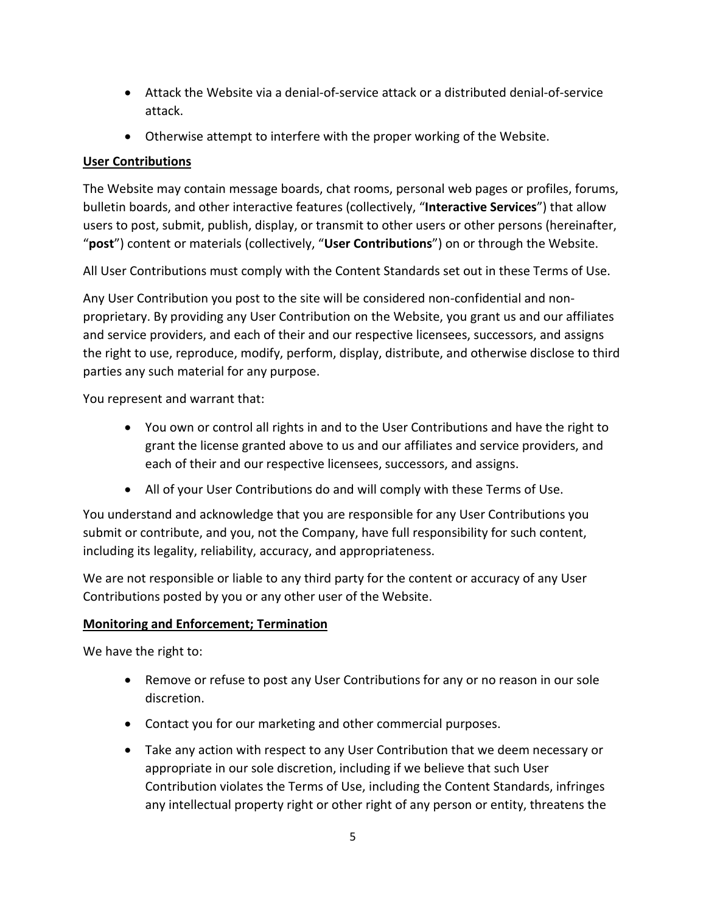- Attack the Website via a denial-of-service attack or a distributed denial-of-service attack.
- Otherwise attempt to interfere with the proper working of the Website.

**User Contributions**

The Website may contain message boards, chat rooms, personal web pages or profiles, forums, bulletin boards, and other interactive features (collectively, "**Interactive Services**") that allow users to post, submit, publish, display, or transmit to other users or other persons (hereinafter, "**post**") content or materials (collectively, "**User Contributions**") on or through the Website.

All User Contributions must comply with the Content Standards set out in these Terms of Use.

Any User Contribution you post to the site will be considered non-confidential and non-proprietary. By providing any User Contribution on the Website, you grant us and our affiliates and service providers, and each of their and our respective licensees, successors, and assigns the right to use, reproduce, modify, perform, display, distribute, and otherwise disclose to third parties any such material for any purpose.

You represent and warrant that:

- You own or control all rights in and to the User Contributions and have the right to grant the license granted above to us and our affiliates and service providers, and each of their and our respective licensees, successors, and assigns.
- All of your User Contributions do and will comply with these Terms of Use.

You understand and acknowledge that you are responsible for any User Contributions you submit or contribute, and you, not the Company, have full responsibility for such content, including its legality, reliability, accuracy, and appropriateness.

We are not responsible or liable to any third party for the content or accuracy of any User Contributions posted by you or any other user of the Website.

**Monitoring and Enforcement; Termination**

We have the right to:

- Remove or refuse to post any User Contributions for any or no reason in our sole discretion.
- Contact you for our marketing and other commercial purposes.
- Take any action with respect to any User Contribution that we deem necessary or appropriate in our sole discretion, including if we believe that such User Contribution violates the Terms of Use, including the Content Standards, infringes any intellectual property right or other right of any person or entity, threatens the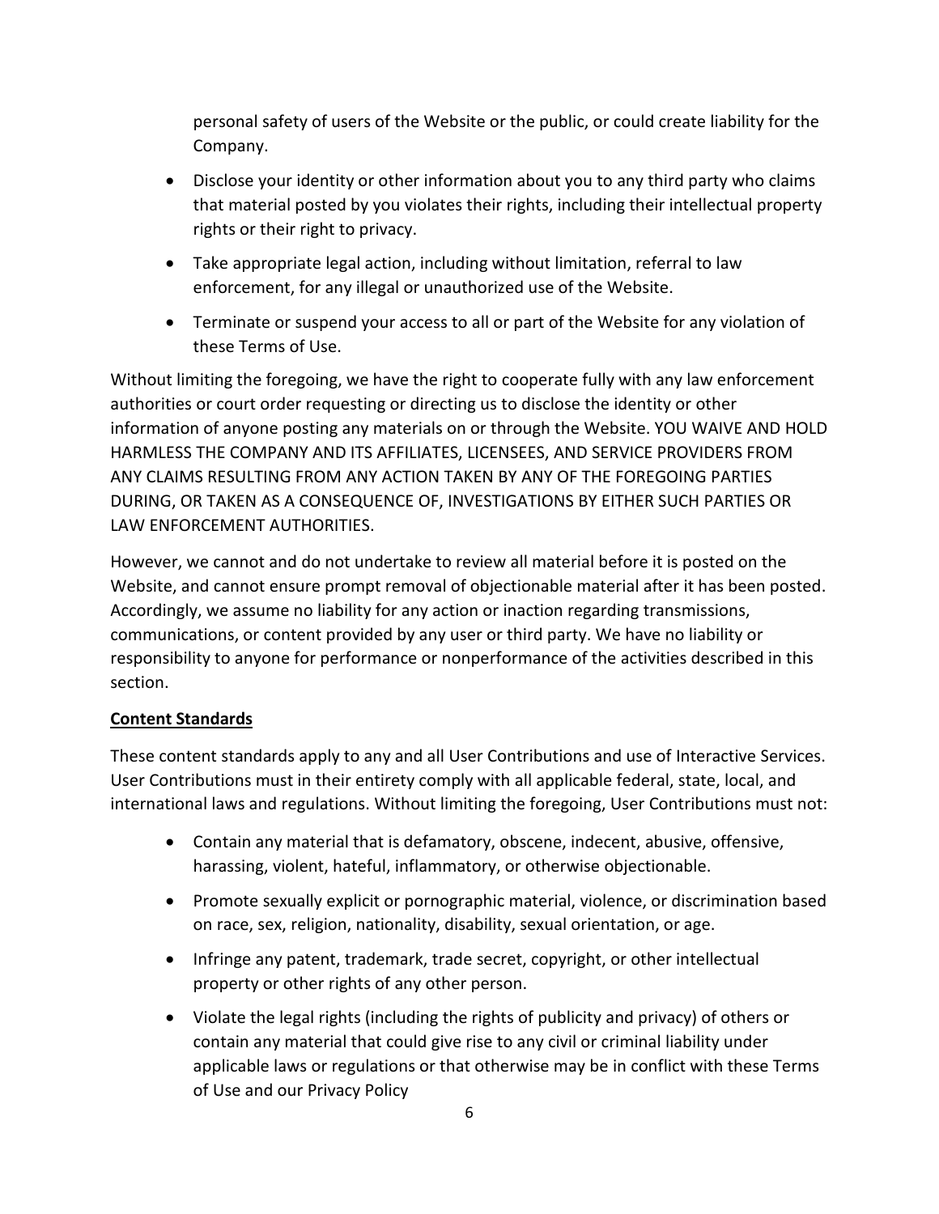personal safety of users of the Website or the public, or could create liability for the Company.

- Disclose your identity or other information about you to any third party who claims that material posted by you violates their rights, including their intellectual property rights or their right to privacy.
- Take appropriate legal action, including without limitation, referral to law enforcement, for any illegal or unauthorized use of the Website.
- Terminate or suspend your access to all or part of the Website for any violation of these Terms of Use.

Without limiting the foregoing, we have the right to cooperate fully with any law enforcement authorities or court order requesting or directing us to disclose the identity or other information of anyone posting any materials on or through the Website. YOU WAIVE AND HOLD HARMLESS THE COMPANY AND ITS AFFILIATES, LICENSEES, AND SERVICE PROVIDERS FROM ANY CLAIMS RESULTING FROM ANY ACTION TAKEN BY ANY OF THE FOREGOING PARTIES DURING, OR TAKEN AS A CONSEQUENCE OF, INVESTIGATIONS BY EITHER SUCH PARTIES OR LAW ENFORCEMENT AUTHORITIES.

However, we cannot and do not undertake to review all material before it is posted on the Website, and cannot ensure prompt removal of objectionable material after it has been posted. Accordingly, we assume no liability for any action or inaction regarding transmissions, communications, or content provided by any user or third party. We have no liability or responsibility to anyone for performance or nonperformance of the activities described in this section.

**Content Standards**

These content standards apply to any and all User Contributions and use of Interactive Services. User Contributions must in their entirety comply with all applicable federal, state, local, and international laws and regulations. Without limiting the foregoing, User Contributions must not:

- Contain any material that is defamatory, obscene, indecent, abusive, offensive, harassing, violent, hateful, inflammatory, or otherwise objectionable.
- Promote sexually explicit or pornographic material, violence, or discrimination based on race, sex, religion, nationality, disability, sexual orientation, or age.
- Infringe any patent, trademark, trade secret, copyright, or other intellectual property or other rights of any other person.
- Violate the legal rights (including the rights of publicity and privacy) of others or contain any material that could give rise to any civil or criminal liability under applicable laws or regulations or that otherwise may be in conflict with these Terms of Use and our Privacy Policy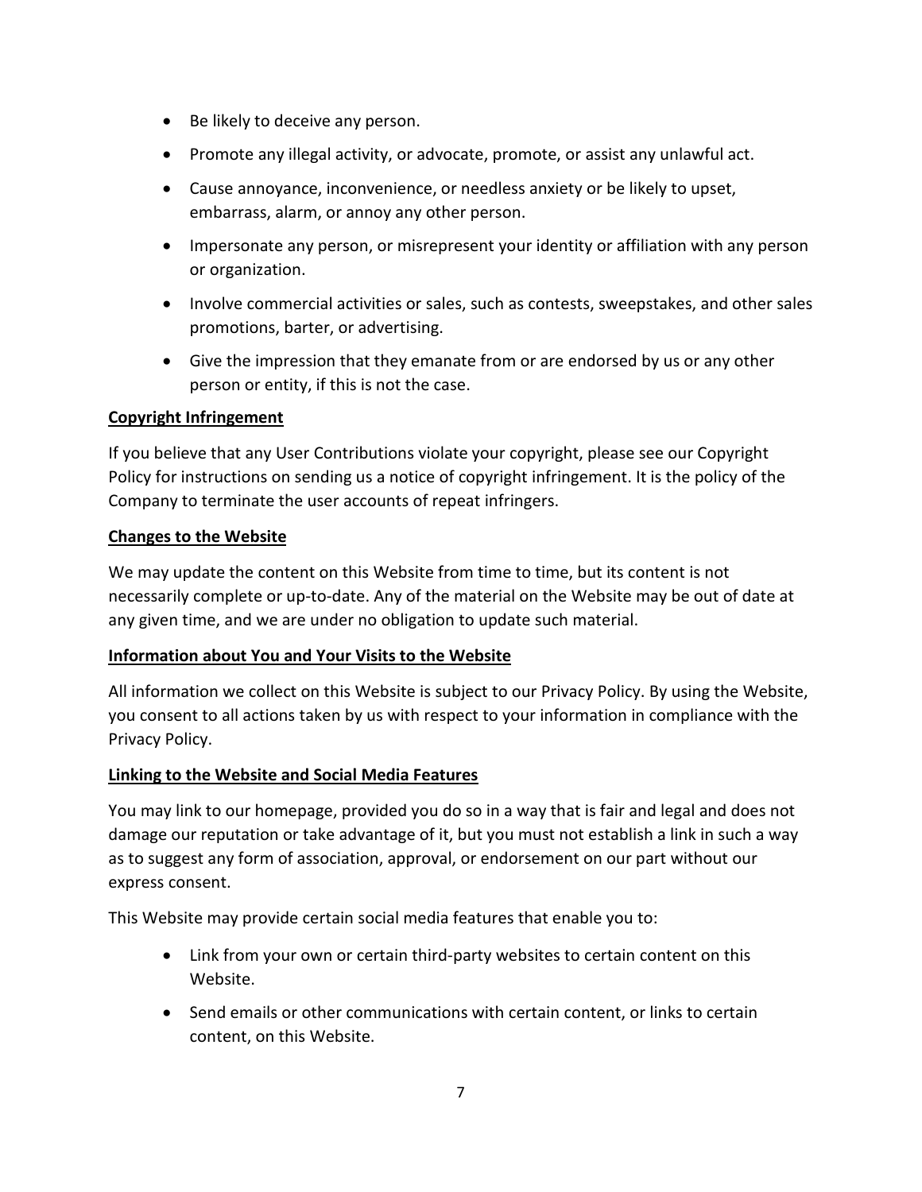- Be likely to deceive any person.
- Promote any illegal activity, or advocate, promote, or assist any unlawful act.
- Cause annoyance, inconvenience, or needless anxiety or be likely to upset, embarrass, alarm, or annoy any other person.
- Impersonate any person, or misrepresent your identity or affiliation with any person or organization.
- Involve commercial activities or sales, such as contests, sweepstakes, and other sales promotions, barter, or advertising.
- Give the impression that they emanate from or are endorsed by us or any other person or entity, if this is not the case.

**Copyright Infringement**

If you believe that any User Contributions violate your copyright, please see our Copyright Policy for instructions on sending us a notice of copyright infringement. It is the policy of the Company to terminate the user accounts of repeat infringers.

**Changes to the Website**

We may update the content on this Website from time to time, but its content is not necessarily complete or up-to-date. Any of the material on the Website may be out of date at any given time, and we are under no obligation to update such material.

**Information about You and Your Visits to the Website**

All information we collect on this Website is subject to our Privacy Policy. By using the Website, you consent to all actions taken by us with respect to your information in compliance with the Privacy Policy.

**Linking to the Website and Social Media Features**

You may link to our homepage, provided you do so in a way that is fair and legal and does not damage our reputation or take advantage of it, but you must not establish a link in such a way as to suggest any form of association, approval, or endorsement on our part without our express consent.

This Website may provide certain social media features that enable you to:

- Link from your own or certain third-party websites to certain content on this Website.
- Send emails or other communications with certain content, or links to certain content, on this Website.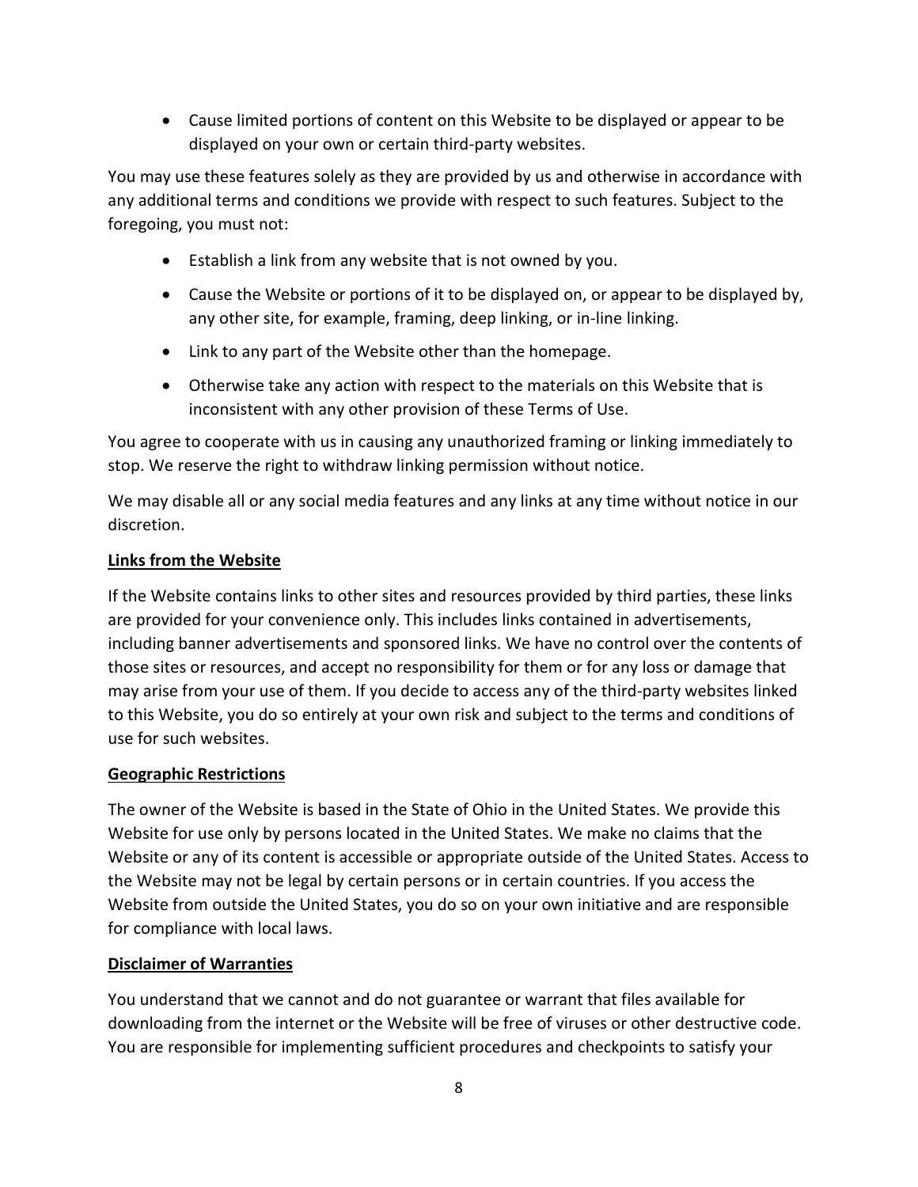- Cause limited portions of content on this Website to be displayed or appear to be displayed on your own or certain third-party websites.

You may use these features solely as they are provided by us and otherwise in accordance with any additional terms and conditions we provide with respect to such features. Subject to the foregoing, you must not:

- Establish a link from any website that is not owned by you.
- Cause the Website or portions of it to be displayed on, or appear to be displayed by, any other site, for example, framing, deep linking, or in-line linking.
- Link to any part of the Website other than the homepage.
- Otherwise take any action with respect to the materials on this Website that is inconsistent with any other provision of these Terms of Use.

You agree to cooperate with us in causing any unauthorized framing or linking immediately to stop. We reserve the right to withdraw linking permission without notice.

We may disable all or any social media features and any links at any time without notice in our discretion.

**Links from the Website**

If the Website contains links to other sites and resources provided by third parties, these links are provided for your convenience only. This includes links contained in advertisements, including banner advertisements and sponsored links. We have no control over the contents of those sites or resources, and accept no responsibility for them or for any loss or damage that may arise from your use of them. If you decide to access any of the third-party websites linked to this Website, you do so entirely at your own risk and subject to the terms and conditions of use for such websites.

**Geographic Restrictions**

The owner of the Website is based in the State of Ohio in the United States. We provide this Website for use only by persons located in the United States. We make no claims that the Website or any of its content is accessible or appropriate outside of the United States. Access to the Website may not be legal by certain persons or in certain countries. If you access the Website from outside the United States, you do so on your own initiative and are responsible for compliance with local laws.

**Disclaimer of Warranties**

You understand that we cannot and do not guarantee or warrant that files available for downloading from the internet or the Website will be free of viruses or other destructive code. You are responsible for implementing sufficient procedures and checkpoints to satisfy your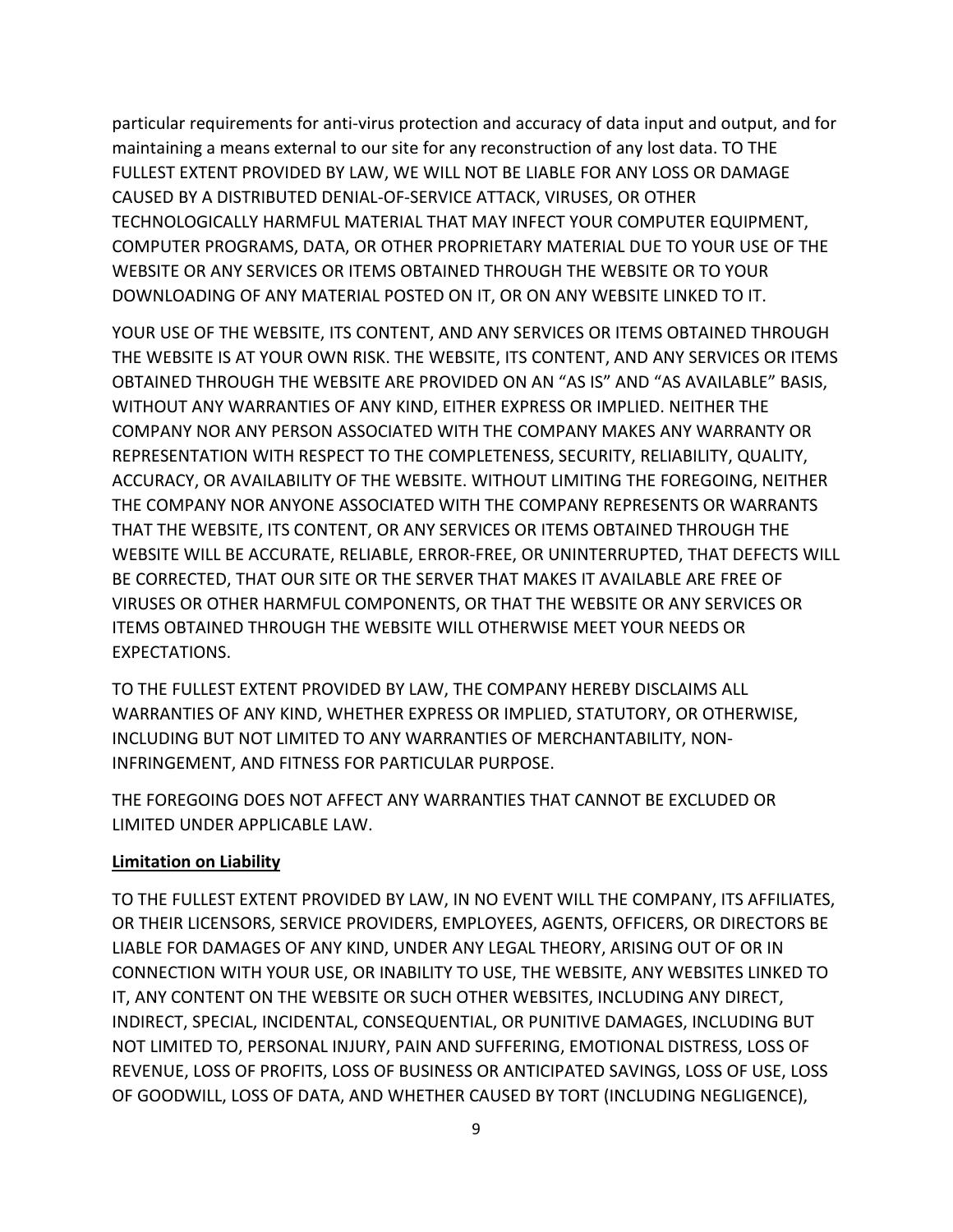particular requirements for anti-virus protection and accuracy of data input and output, and for maintaining a means external to our site for any reconstruction of any lost data. TO THE FULLEST EXTENT PROVIDED BY LAW, WE WILL NOT BE LIABLE FOR ANY LOSS OR DAMAGE CAUSED BY A DISTRIBUTED DENIAL-OF-SERVICE ATTACK, VIRUSES, OR OTHER TECHNOLOGICALLY HARMFUL MATERIAL THAT MAY INFECT YOUR COMPUTER EQUIPMENT, COMPUTER PROGRAMS, DATA, OR OTHER PROPRIETARY MATERIAL DUE TO YOUR USE OF THE WEBSITE OR ANY SERVICES OR ITEMS OBTAINED THROUGH THE WEBSITE OR TO YOUR DOWNLOADING OF ANY MATERIAL POSTED ON IT, OR ON ANY WEBSITE LINKED TO IT.

YOUR USE OF THE WEBSITE, ITS CONTENT, AND ANY SERVICES OR ITEMS OBTAINED THROUGH THE WEBSITE IS AT YOUR OWN RISK. THE WEBSITE, ITS CONTENT, AND ANY SERVICES OR ITEMS OBTAINED THROUGH THE WEBSITE ARE PROVIDED ON AN "AS IS" AND "AS AVAILABLE" BASIS, WITHOUT ANY WARRANTIES OF ANY KIND, EITHER EXPRESS OR IMPLIED. NEITHER THE COMPANY NOR ANY PERSON ASSOCIATED WITH THE COMPANY MAKES ANY WARRANTY OR REPRESENTATION WITH RESPECT TO THE COMPLETENESS, SECURITY, RELIABILITY, QUALITY, ACCURACY, OR AVAILABILITY OF THE WEBSITE. WITHOUT LIMITING THE FOREGOING, NEITHER THE COMPANY NOR ANYONE ASSOCIATED WITH THE COMPANY REPRESENTS OR WARRANTS THAT THE WEBSITE, ITS CONTENT, OR ANY SERVICES OR ITEMS OBTAINED THROUGH THE WEBSITE WILL BE ACCURATE, RELIABLE, ERROR-FREE, OR UNINTERRUPTED, THAT DEFECTS WILL BE CORRECTED, THAT OUR SITE OR THE SERVER THAT MAKES IT AVAILABLE ARE FREE OF VIRUSES OR OTHER HARMFUL COMPONENTS, OR THAT THE WEBSITE OR ANY SERVICES OR ITEMS OBTAINED THROUGH THE WEBSITE WILL OTHERWISE MEET YOUR NEEDS OR EXPECTATIONS.

TO THE FULLEST EXTENT PROVIDED BY LAW, THE COMPANY HEREBY DISCLAIMS ALL WARRANTIES OF ANY KIND, WHETHER EXPRESS OR IMPLIED, STATUTORY, OR OTHERWISE, INCLUDING BUT NOT LIMITED TO ANY WARRANTIES OF MERCHANTABILITY, NON-INFRINGEMENT, AND FITNESS FOR PARTICULAR PURPOSE.

THE FOREGOING DOES NOT AFFECT ANY WARRANTIES THAT CANNOT BE EXCLUDED OR LIMITED UNDER APPLICABLE LAW.

**Limitation on Liability**

TO THE FULLEST EXTENT PROVIDED BY LAW, IN NO EVENT WILL THE COMPANY, ITS AFFILIATES, OR THEIR LICENSORS, SERVICE PROVIDERS, EMPLOYEES, AGENTS, OFFICERS, OR DIRECTORS BE LIABLE FOR DAMAGES OF ANY KIND, UNDER ANY LEGAL THEORY, ARISING OUT OF OR IN CONNECTION WITH YOUR USE, OR INABILITY TO USE, THE WEBSITE, ANY WEBSITES LINKED TO IT, ANY CONTENT ON THE WEBSITE OR SUCH OTHER WEBSITES, INCLUDING ANY DIRECT, INDIRECT, SPECIAL, INCIDENTAL, CONSEQUENTIAL, OR PUNITIVE DAMAGES, INCLUDING BUT NOT LIMITED TO, PERSONAL INJURY, PAIN AND SUFFERING, EMOTIONAL DISTRESS, LOSS OF REVENUE, LOSS OF PROFITS, LOSS OF BUSINESS OR ANTICIPATED SAVINGS, LOSS OF USE, LOSS OF GOODWILL, LOSS OF DATA, AND WHETHER CAUSED BY TORT (INCLUDING NEGLIGENCE),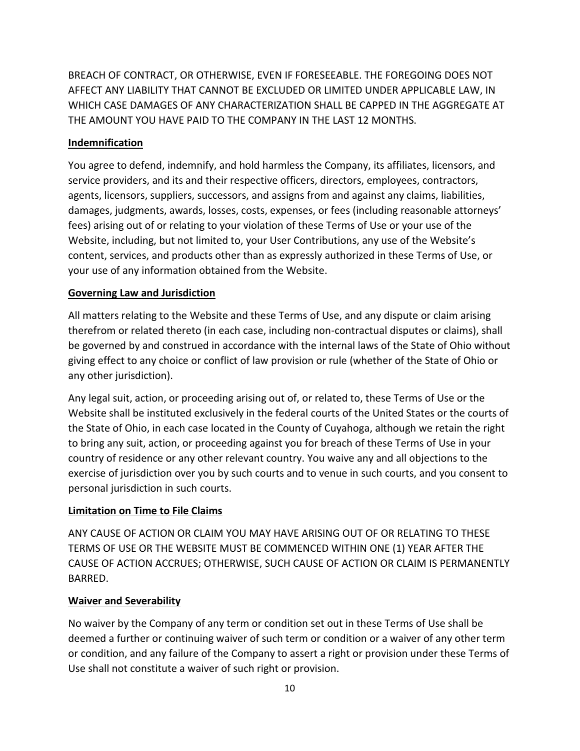BREACH OF CONTRACT, OR OTHERWISE, EVEN IF FORESEEABLE. THE FOREGOING DOES NOT AFFECT ANY LIABILITY THAT CANNOT BE EXCLUDED OR LIMITED UNDER APPLICABLE LAW, IN WHICH CASE DAMAGES OF ANY CHARACTERIZATION SHALL BE CAPPED IN THE AGGREGATE AT THE AMOUNT YOU HAVE PAID TO THE COMPANY IN THE LAST 12 MONTHS.

**Indemnification**

You agree to defend, indemnify, and hold harmless the Company, its affiliates, licensors, and service providers, and its and their respective officers, directors, employees, contractors, agents, licensors, suppliers, successors, and assigns from and against any claims, liabilities, damages, judgments, awards, losses, costs, expenses, or fees (including reasonable attorneys' fees) arising out of or relating to your violation of these Terms of Use or your use of the Website, including, but not limited to, your User Contributions, any use of the Website's content, services, and products other than as expressly authorized in these Terms of Use, or your use of any information obtained from the Website.

**Governing Law and Jurisdiction**

All matters relating to the Website and these Terms of Use, and any dispute or claim arising therefrom or related thereto (in each case, including non-contractual disputes or claims), shall be governed by and construed in accordance with the internal laws of the State of Ohio without giving effect to any choice or conflict of law provision or rule (whether of the State of Ohio or any other jurisdiction).

Any legal suit, action, or proceeding arising out of, or related to, these Terms of Use or the Website shall be instituted exclusively in the federal courts of the United States or the courts of the State of Ohio, in each case located in the County of Cuyahoga, although we retain the right to bring any suit, action, or proceeding against you for breach of these Terms of Use in your country of residence or any other relevant country. You waive any and all objections to the exercise of jurisdiction over you by such courts and to venue in such courts, and you consent to personal jurisdiction in such courts.

**Limitation on Time to File Claims**

ANY CAUSE OF ACTION OR CLAIM YOU MAY HAVE ARISING OUT OF OR RELATING TO THESE TERMS OF USE OR THE WEBSITE MUST BE COMMENCED WITHIN ONE (1) YEAR AFTER THE CAUSE OF ACTION ACCRUES; OTHERWISE, SUCH CAUSE OF ACTION OR CLAIM IS PERMANENTLY BARRED.

**Waiver and Severability**

No waiver by the Company of any term or condition set out in these Terms of Use shall be deemed a further or continuing waiver of such term or condition or a waiver of any other term or condition, and any failure of the Company to assert a right or provision under these Terms of Use shall not constitute a waiver of such right or provision.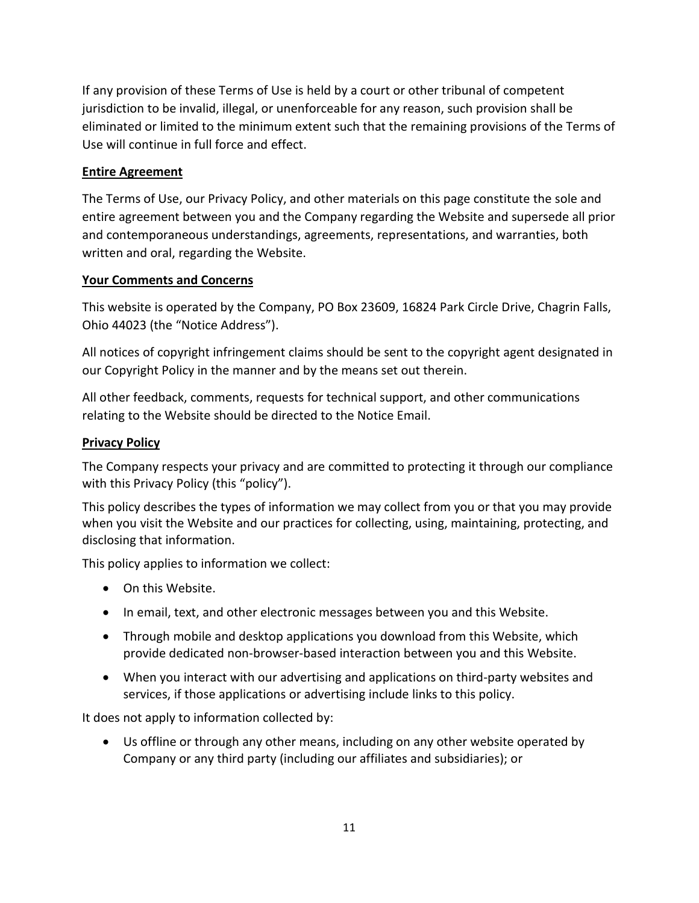If any provision of these Terms of Use is held by a court or other tribunal of competent jurisdiction to be invalid, illegal, or unenforceable for any reason, such provision shall be eliminated or limited to the minimum extent such that the remaining provisions of the Terms of Use will continue in full force and effect.

**Entire Agreement**

The Terms of Use, our Privacy Policy, and other materials on this page constitute the sole and entire agreement between you and the Company regarding the Website and supersede all prior and contemporaneous understandings, agreements, representations, and warranties, both written and oral, regarding the Website.

**Your Comments and Concerns**

This website is operated by the Company, PO Box 23609, 16824 Park Circle Drive, Chagrin Falls, Ohio 44023 (the "Notice Address").

All notices of copyright infringement claims should be sent to the copyright agent designated in our Copyright Policy in the manner and by the means set out therein.

All other feedback, comments, requests for technical support, and other communications relating to the Website should be directed to the Notice Email.

**Privacy Policy**

The Company respects your privacy and are committed to protecting it through our compliance with this Privacy Policy (this "policy").

This policy describes the types of information we may collect from you or that you may provide when you visit the Website and our practices for collecting, using, maintaining, protecting, and disclosing that information.

This policy applies to information we collect:

- On this Website.
- In email, text, and other electronic messages between you and this Website.
- Through mobile and desktop applications you download from this Website, which provide dedicated non-browser-based interaction between you and this Website.
- When you interact with our advertising and applications on third-party websites and services, if those applications or advertising include links to this policy.

It does not apply to information collected by:

- Us offline or through any other means, including on any other website operated by Company or any third party (including our affiliates and subsidiaries); or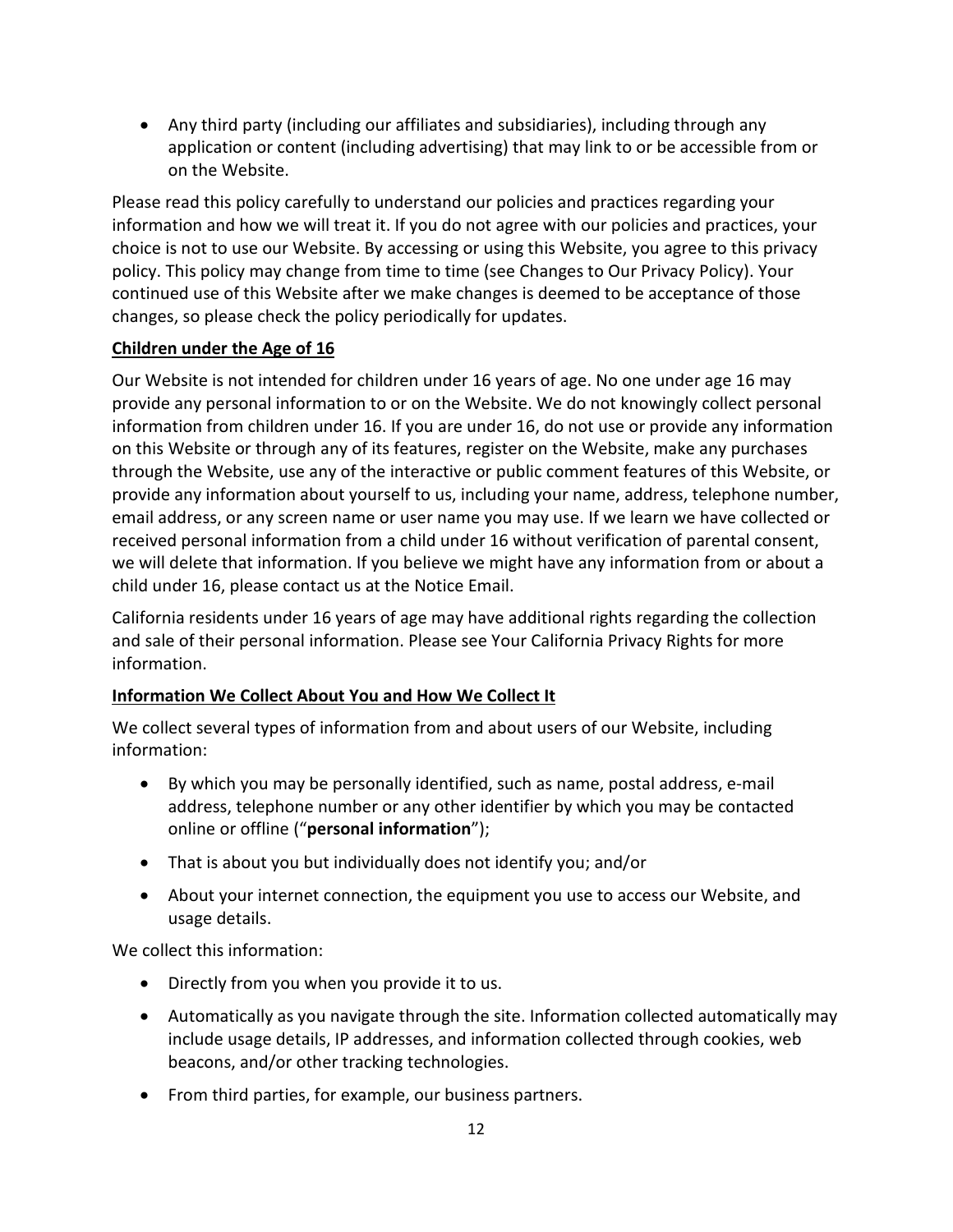- Any third party (including our affiliates and subsidiaries), including through any application or content (including advertising) that may link to or be accessible from or on the Website.

Please read this policy carefully to understand our policies and practices regarding your information and how we will treat it. If you do not agree with our policies and practices, your choice is not to use our Website. By accessing or using this Website, you agree to this privacy policy. This policy may change from time to time (see Changes to Our Privacy Policy). Your continued use of this Website after we make changes is deemed to be acceptance of those changes, so please check the policy periodically for updates.

**Children under the Age of 16**

Our Website is not intended for children under 16 years of age. No one under age 16 may provide any personal information to or on the Website. We do not knowingly collect personal information from children under 16. If you are under 16, do not use or provide any information on this Website or through any of its features, register on the Website, make any purchases through the Website, use any of the interactive or public comment features of this Website, or provide any information about yourself to us, including your name, address, telephone number, email address, or any screen name or user name you may use. If we learn we have collected or received personal information from a child under 16 without verification of parental consent, we will delete that information. If you believe we might have any information from or about a child under 16, please contact us at the Notice Email.

California residents under 16 years of age may have additional rights regarding the collection and sale of their personal information. Please see Your California Privacy Rights for more information.

**Information We Collect About You and How We Collect It**

We collect several types of information from and about users of our Website, including information:

- By which you may be personally identified, such as name, postal address, e-mail address, telephone number or any other identifier by which you may be contacted online or offline ("**personal information**");
- That is about you but individually does not identify you; and/or
- About your internet connection, the equipment you use to access our Website, and usage details.

We collect this information:

- Directly from you when you provide it to us.
- Automatically as you navigate through the site. Information collected automatically may include usage details, IP addresses, and information collected through cookies, web beacons, and/or other tracking technologies.
- From third parties, for example, our business partners.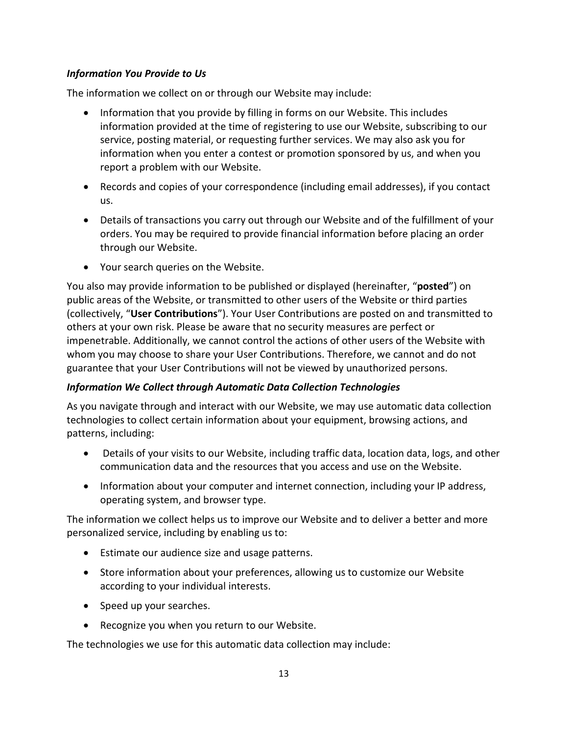***Information You Provide to Us***

The information we collect on or through our Website may include:

- Information that you provide by filling in forms on our Website. This includes information provided at the time of registering to use our Website, subscribing to our service, posting material, or requesting further services. We may also ask you for information when you enter a contest or promotion sponsored by us, and when you report a problem with our Website.
- Records and copies of your correspondence (including email addresses), if you contact us.
- Details of transactions you carry out through our Website and of the fulfillment of your orders. You may be required to provide financial information before placing an order through our Website.
- Your search queries on the Website.

You also may provide information to be published or displayed (hereinafter, "**posted**") on public areas of the Website, or transmitted to other users of the Website or third parties (collectively, "**User Contributions**"). Your User Contributions are posted on and transmitted to others at your own risk. Please be aware that no security measures are perfect or impenetrable. Additionally, we cannot control the actions of other users of the Website with whom you may choose to share your User Contributions. Therefore, we cannot and do not guarantee that your User Contributions will not be viewed by unauthorized persons.

***Information We Collect through Automatic Data Collection Technologies***

As you navigate through and interact with our Website, we may use automatic data collection technologies to collect certain information about your equipment, browsing actions, and patterns, including:

- Details of your visits to our Website, including traffic data, location data, logs, and other communication data and the resources that you access and use on the Website.
- Information about your computer and internet connection, including your IP address, operating system, and browser type.

The information we collect helps us to improve our Website and to deliver a better and more personalized service, including by enabling us to:

- Estimate our audience size and usage patterns.
- Store information about your preferences, allowing us to customize our Website according to your individual interests.
- Speed up your searches.
- Recognize you when you return to our Website.

The technologies we use for this automatic data collection may include: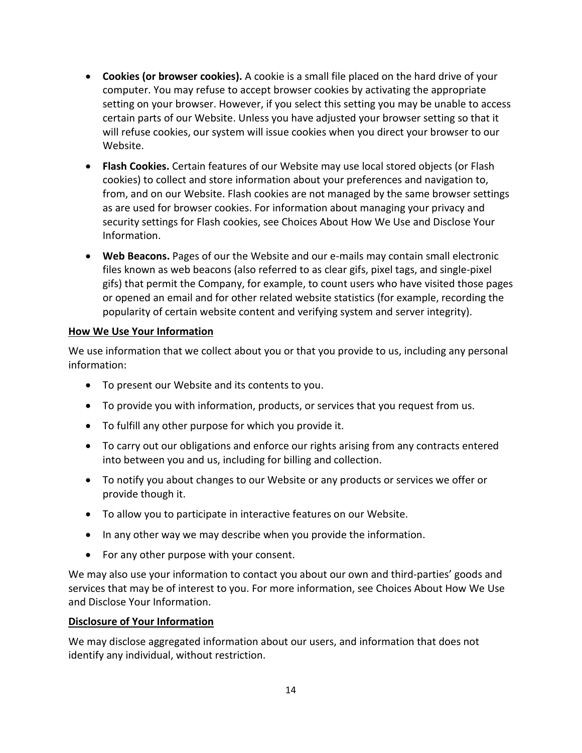- **Cookies (or browser cookies).** A cookie is a small file placed on the hard drive of your computer. You may refuse to accept browser cookies by activating the appropriate setting on your browser. However, if you select this setting you may be unable to access certain parts of our Website. Unless you have adjusted your browser setting so that it will refuse cookies, our system will issue cookies when you direct your browser to our Website.
- **Flash Cookies.** Certain features of our Website may use local stored objects (or Flash cookies) to collect and store information about your preferences and navigation to, from, and on our Website. Flash cookies are not managed by the same browser settings as are used for browser cookies. For information about managing your privacy and security settings for Flash cookies, see Choices About How We Use and Disclose Your Information.
- **Web Beacons.** Pages of our the Website and our e-mails may contain small electronic files known as web beacons (also referred to as clear gifs, pixel tags, and single-pixel gifs) that permit the Company, for example, to count users who have visited those pages or opened an email and for other related website statistics (for example, recording the popularity of certain website content and verifying system and server integrity).

**<u>How We Use Your Information</u>**

We use information that we collect about you or that you provide to us, including any personal information:

- To present our Website and its contents to you.
- To provide you with information, products, or services that you request from us.
- To fulfill any other purpose for which you provide it.
- To carry out our obligations and enforce our rights arising from any contracts entered into between you and us, including for billing and collection.
- To notify you about changes to our Website or any products or services we offer or provide though it.
- To allow you to participate in interactive features on our Website.
- In any other way we may describe when you provide the information.
- For any other purpose with your consent.

We may also use your information to contact you about our own and third-parties' goods and services that may be of interest to you. For more information, see Choices About How We Use and Disclose Your Information.

**<u>Disclosure of Your Information</u>**

We may disclose aggregated information about our users, and information that does not identify any individual, without restriction.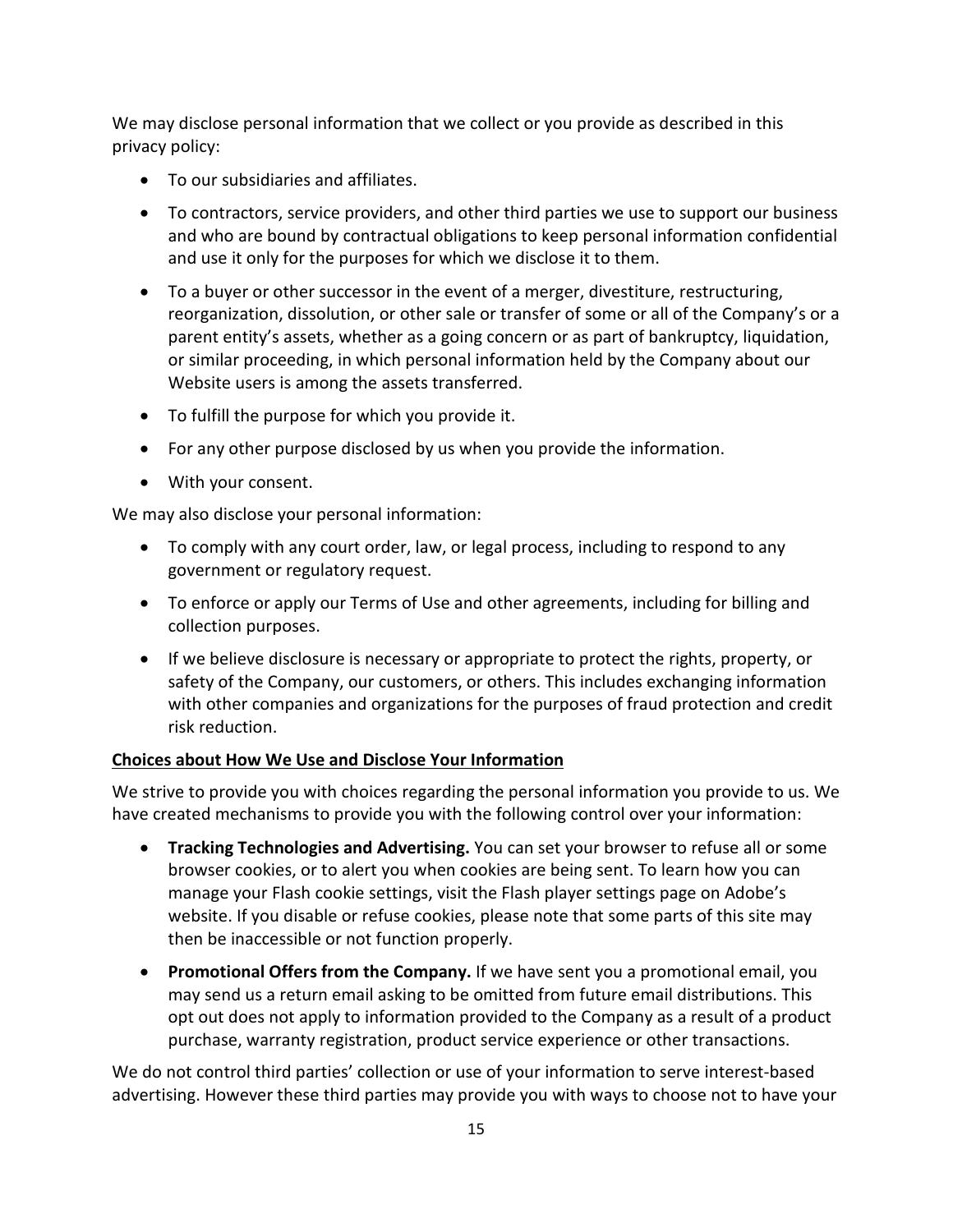We may disclose personal information that we collect or you provide as described in this privacy policy:

- To our subsidiaries and affiliates.
- To contractors, service providers, and other third parties we use to support our business and who are bound by contractual obligations to keep personal information confidential and use it only for the purposes for which we disclose it to them.
- To a buyer or other successor in the event of a merger, divestiture, restructuring, reorganization, dissolution, or other sale or transfer of some or all of the Company's or a parent entity's assets, whether as a going concern or as part of bankruptcy, liquidation, or similar proceeding, in which personal information held by the Company about our Website users is among the assets transferred.
- To fulfill the purpose for which you provide it.
- For any other purpose disclosed by us when you provide the information.
- With your consent.

We may also disclose your personal information:

- To comply with any court order, law, or legal process, including to respond to any government or regulatory request.
- To enforce or apply our Terms of Use and other agreements, including for billing and collection purposes.
- If we believe disclosure is necessary or appropriate to protect the rights, property, or safety of the Company, our customers, or others. This includes exchanging information with other companies and organizations for the purposes of fraud protection and credit risk reduction.

**Choices about How We Use and Disclose Your Information**

We strive to provide you with choices regarding the personal information you provide to us. We have created mechanisms to provide you with the following control over your information:

- **Tracking Technologies and Advertising.** You can set your browser to refuse all or some browser cookies, or to alert you when cookies are being sent. To learn how you can manage your Flash cookie settings, visit the Flash player settings page on Adobe's website. If you disable or refuse cookies, please note that some parts of this site may then be inaccessible or not function properly.
- **Promotional Offers from the Company.** If we have sent you a promotional email, you may send us a return email asking to be omitted from future email distributions. This opt out does not apply to information provided to the Company as a result of a product purchase, warranty registration, product service experience or other transactions.

We do not control third parties' collection or use of your information to serve interest-based advertising. However these third parties may provide you with ways to choose not to have your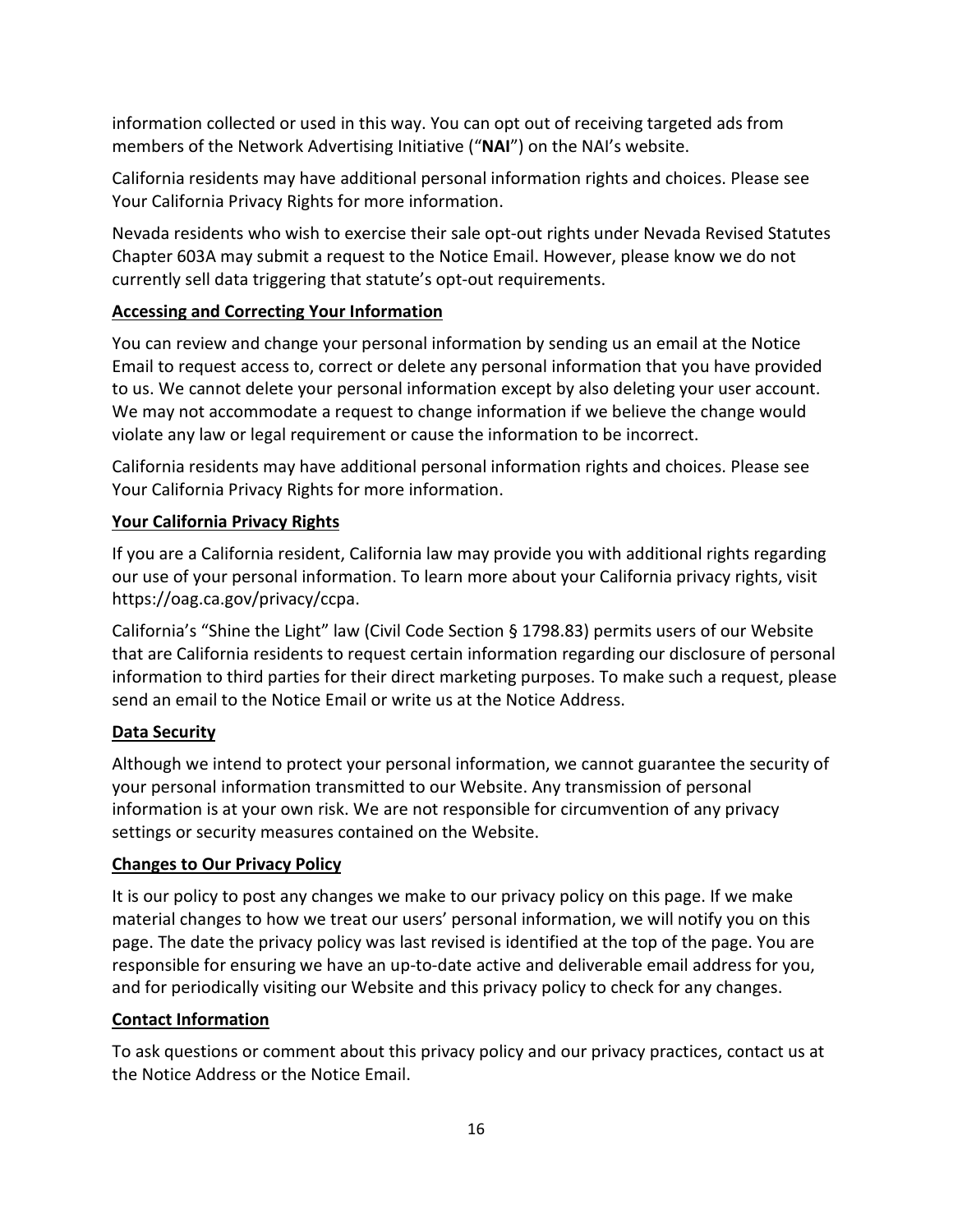information collected or used in this way. You can opt out of receiving targeted ads from members of the Network Advertising Initiative ("**NAI**") on the NAI's website.

California residents may have additional personal information rights and choices. Please see Your California Privacy Rights for more information.

Nevada residents who wish to exercise their sale opt-out rights under Nevada Revised Statutes Chapter 603A may submit a request to the Notice Email. However, please know we do not currently sell data triggering that statute's opt-out requirements.

## Accessing and Correcting Your Information

You can review and change your personal information by sending us an email at the Notice Email to request access to, correct or delete any personal information that you have provided to us. We cannot delete your personal information except by also deleting your user account. We may not accommodate a request to change information if we believe the change would violate any law or legal requirement or cause the information to be incorrect.

California residents may have additional personal information rights and choices. Please see Your California Privacy Rights for more information.

## Your California Privacy Rights

If you are a California resident, California law may provide you with additional rights regarding our use of your personal information. To learn more about your California privacy rights, visit https://oag.ca.gov/privacy/ccpa.

California's "Shine the Light" law (Civil Code Section § 1798.83) permits users of our Website that are California residents to request certain information regarding our disclosure of personal information to third parties for their direct marketing purposes. To make such a request, please send an email to the Notice Email or write us at the Notice Address.

## Data Security

Although we intend to protect your personal information, we cannot guarantee the security of your personal information transmitted to our Website. Any transmission of personal information is at your own risk. We are not responsible for circumvention of any privacy settings or security measures contained on the Website.

## Changes to Our Privacy Policy

It is our policy to post any changes we make to our privacy policy on this page. If we make material changes to how we treat our users' personal information, we will notify you on this page. The date the privacy policy was last revised is identified at the top of the page. You are responsible for ensuring we have an up-to-date active and deliverable email address for you, and for periodically visiting our Website and this privacy policy to check for any changes.

## Contact Information

To ask questions or comment about this privacy policy and our privacy practices, contact us at the Notice Address or the Notice Email.